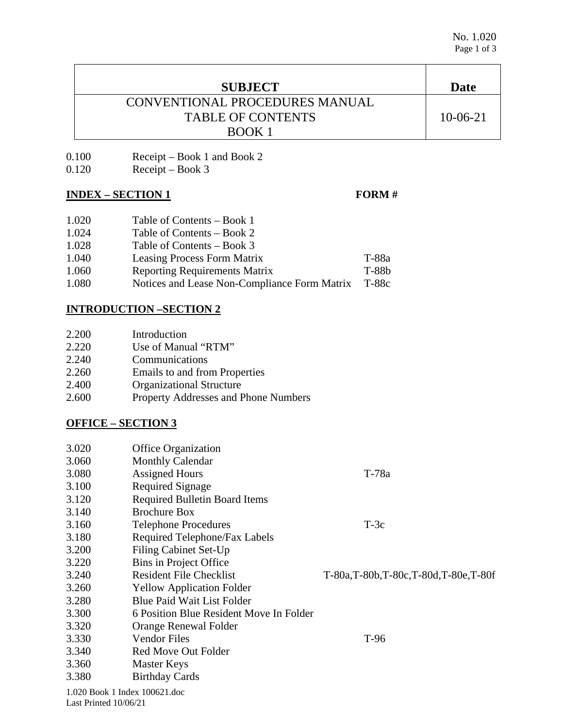| SUBJECT | Date |
|---|---|
| CONVENTIONAL PROCEDURES MANUAL<br>TABLE OF CONTENTS<br>BOOK 1 | 10-06-21 |

| | | |
|---|---|---|
| 0.100 | Receipt – Book 1 and Book 2 | |
| 0.120 | Receipt – Book 3 | |

## INDEX – SECTION 1

| | | FORM # |
|---|---|---|
| 1.020 | Table of Contents – Book 1 | |
| 1.024 | Table of Contents – Book 2 | |
| 1.028 | Table of Contents – Book 3 | |
| 1.040 | Leasing Process Form Matrix | T-88a |
| 1.060 | Reporting Requirements Matrix | T-88b |
| 1.080 | Notices and Lease Non-Compliance Form Matrix | T-88c |

## INTRODUCTION –SECTION 2

| | |
|---|---|
| 2.200 | Introduction |
| 2.220 | Use of Manual “RTM” |
| 2.240 | Communications |
| 2.260 | Emails to and from Properties |
| 2.400 | Organizational Structure |
| 2.600 | Property Addresses and Phone Numbers |

## OFFICE – SECTION 3

| | | |
|---|---|---|
| 3.020 | Office Organization | |
| 3.060 | Monthly Calendar | |
| 3.080 | Assigned Hours | T-78a |
| 3.100 | Required Signage | |
| 3.120 | Required Bulletin Board Items | |
| 3.140 | Brochure Box | |
| 3.160 | Telephone Procedures | T-3c |
| 3.180 | Required Telephone/Fax Labels | |
| 3.200 | Filing Cabinet Set-Up | |
| 3.220 | Bins in Project Office | |
| 3.240 | Resident File Checklist | T-80a,T-80b,T-80c,T-80d,T-80e,T-80f |
| 3.260 | Yellow Application Folder | |
| 3.280 | Blue Paid Wait List Folder | |
| 3.300 | 6 Position Blue Resident Move In Folder | |
| 3.320 | Orange Renewal Folder | |
| 3.330 | Vendor Files | T-96 |
| 3.340 | Red Move Out Folder | |
| 3.360 | Master Keys | |
| 3.380 | Birthday Cards | |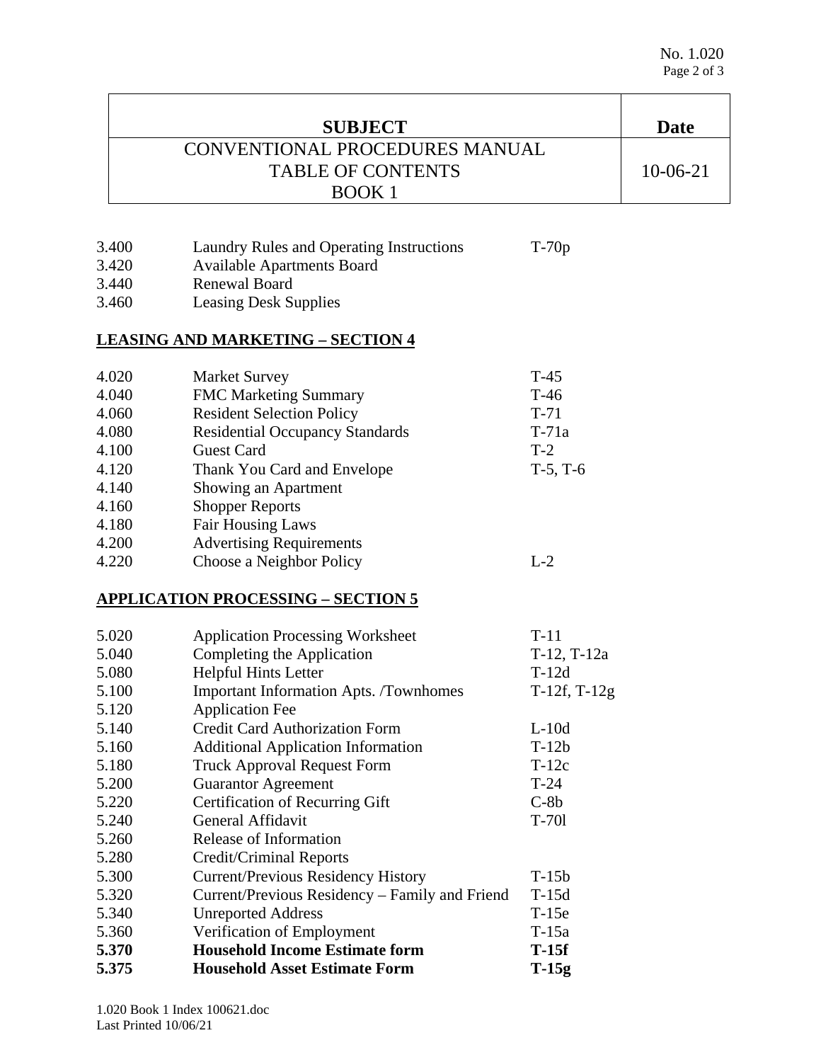| SUBJECT | Date |
| --- | --- |
| CONVENTIONAL PROCEDURES MANUAL<br>TABLE OF CONTENTS<br>BOOK 1 | 10-06-21 |

| | | |
| --- | --- | --- |
| 3.400 | Laundry Rules and Operating Instructions | T-70p |
| 3.420 | Available Apartments Board | |
| 3.440 | Renewal Board | |
| 3.460 | Leasing Desk Supplies | |

## LEASING AND MARKETING – SECTION 4

| | | |
| --- | --- | --- |
| 4.020 | Market Survey | T-45 |
| 4.040 | FMC Marketing Summary | T-46 |
| 4.060 | Resident Selection Policy | T-71 |
| 4.080 | Residential Occupancy Standards | T-71a |
| 4.100 | Guest Card | T-2 |
| 4.120 | Thank You Card and Envelope | T-5, T-6 |
| 4.140 | Showing an Apartment | |
| 4.160 | Shopper Reports | |
| 4.180 | Fair Housing Laws | |
| 4.200 | Advertising Requirements | |
| 4.220 | Choose a Neighbor Policy | L-2 |

## APPLICATION PROCESSING – SECTION 5

| | | |
| --- | --- | --- |
| 5.020 | Application Processing Worksheet | T-11 |
| 5.040 | Completing the Application | T-12, T-12a |
| 5.080 | Helpful Hints Letter | T-12d |
| 5.100 | Important Information Apts. /Townhomes | T-12f, T-12g |
| 5.120 | Application Fee | |
| 5.140 | Credit Card Authorization Form | L-10d |
| 5.160 | Additional Application Information | T-12b |
| 5.180 | Truck Approval Request Form | T-12c |
| 5.200 | Guarantor Agreement | T-24 |
| 5.220 | Certification of Recurring Gift | C-8b |
| 5.240 | General Affidavit | T-70l |
| 5.260 | Release of Information | |
| 5.280 | Credit/Criminal Reports | |
| 5.300 | Current/Previous Residency History | T-15b |
| 5.320 | Current/Previous Residency – Family and Friend | T-15d |
| 5.340 | Unreported Address | T-15e |
| 5.360 | Verification of Employment | T-15a |
| **5.370** | **Household Income Estimate form** | **T-15f** |
| **5.375** | **Household Asset Estimate Form** | **T-15g** |

1.020 Book 1 Index 100621.doc
Last Printed 10/06/21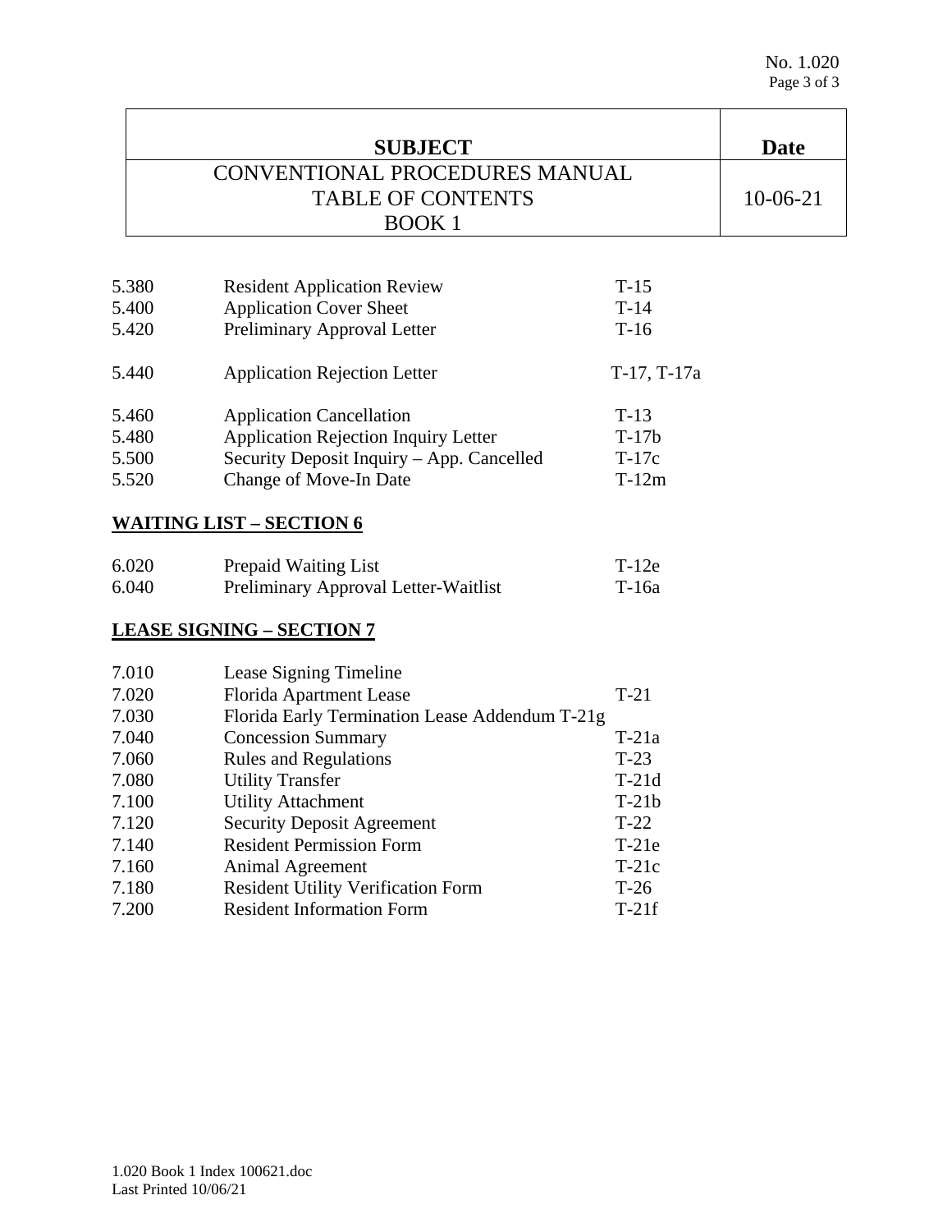| SUBJECT | Date |
|---|---|
| CONVENTIONAL PROCEDURES MANUAL<br>TABLE OF CONTENTS<br>BOOK 1 | 10-06-21 |

| | | |
|---|---|---|
| 5.380 | Resident Application Review | T-15 |
| 5.400 | Application Cover Sheet | T-14 |
| 5.420 | Preliminary Approval Letter | T-16 |
| 5.440 | Application Rejection Letter | T-17, T-17a |
| 5.460 | Application Cancellation | T-13 |
| 5.480 | Application Rejection Inquiry Letter | T-17b |
| 5.500 | Security Deposit Inquiry – App. Cancelled | T-17c |
| 5.520 | Change of Move-In Date | T-12m |

## WAITING LIST – SECTION 6

| | | |
|---|---|---|
| 6.020 | Prepaid Waiting List | T-12e |
| 6.040 | Preliminary Approval Letter-Waitlist | T-16a |

## LEASE SIGNING – SECTION 7

| | | |
|---|---|---|
| 7.010 | Lease Signing Timeline | |
| 7.020 | Florida Apartment Lease | T-21 |
| 7.030 | Florida Early Termination Lease Addendum | T-21g |
| 7.040 | Concession Summary | T-21a |
| 7.060 | Rules and Regulations | T-23 |
| 7.080 | Utility Transfer | T-21d |
| 7.100 | Utility Attachment | T-21b |
| 7.120 | Security Deposit Agreement | T-22 |
| 7.140 | Resident Permission Form | T-21e |
| 7.160 | Animal Agreement | T-21c |
| 7.180 | Resident Utility Verification Form | T-26 |
| 7.200 | Resident Information Form | T-21f |